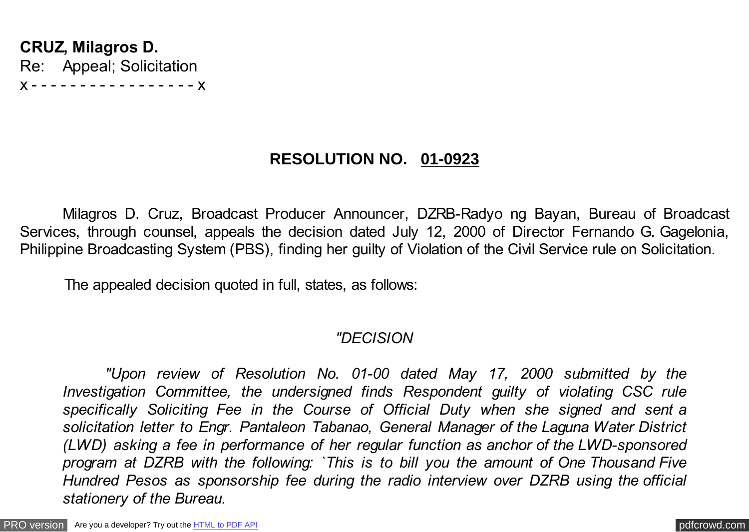**CRUZ, Milagros D.**
Re: Appeal; Solicitation
x - - - - - - - - - - - - - - - - - x

## RESOLUTION NO. <u>01-0923</u>

Milagros D. Cruz, Broadcast Producer Announcer, DZRB-Radyo ng Bayan, Bureau of Broadcast Services, through counsel, appeals the decision dated July 12, 2000 of Director Fernando G. Gagelonia, Philippine Broadcasting System (PBS), finding her guilty of Violation of the Civil Service rule on Solicitation.

The appealed decision quoted in full, states, as follows:

*"DECISION*

*"Upon review of Resolution No. 01-00 dated May 17, 2000 submitted by the Investigation Committee, the undersigned finds Respondent guilty of violating CSC rule specifically Soliciting Fee in the Course of Official Duty when she signed and sent a solicitation letter to Engr. Pantaleon Tabanao, General Manager of the Laguna Water District (LWD) asking a fee in performance of her regular function as anchor of the LWD-sponsored program at DZRB with the following: `This is to bill you the amount of One Thousand Five Hundred Pesos as sponsorship fee during the radio interview over DZRB using the official stationery of the Bureau.*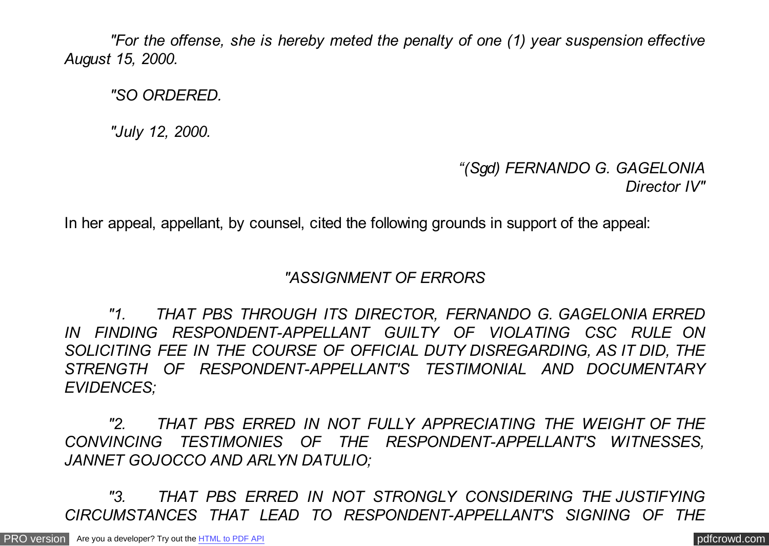*"For the offense, she is hereby meted the penalty of one (1) year suspension effective August 15, 2000.*

*"SO ORDERED.*

*"July 12, 2000.*

*"(Sgd) FERNANDO G. GAGELONIA*
*Director IV"*

In her appeal, appellant, by counsel, cited the following grounds in support of the appeal:

*"ASSIGNMENT OF ERRORS*

*"1. THAT PBS THROUGH ITS DIRECTOR, FERNANDO G. GAGELONIA ERRED IN FINDING RESPONDENT-APPELLANT GUILTY OF VIOLATING CSC RULE ON SOLICITING FEE IN THE COURSE OF OFFICIAL DUTY DISREGARDING, AS IT DID, THE STRENGTH OF RESPONDENT-APPELLANT'S TESTIMONIAL AND DOCUMENTARY EVIDENCES;*

*"2. THAT PBS ERRED IN NOT FULLY APPRECIATING THE WEIGHT OF THE CONVINCING TESTIMONIES OF THE RESPONDENT-APPELLANT'S WITNESSES, JANNET GOJOCCO AND ARLYN DATULIO;*

*"3. THAT PBS ERRED IN NOT STRONGLY CONSIDERING THE JUSTIFYING CIRCUMSTANCES THAT LEAD TO RESPONDENT-APPELLANT'S SIGNING OF THE*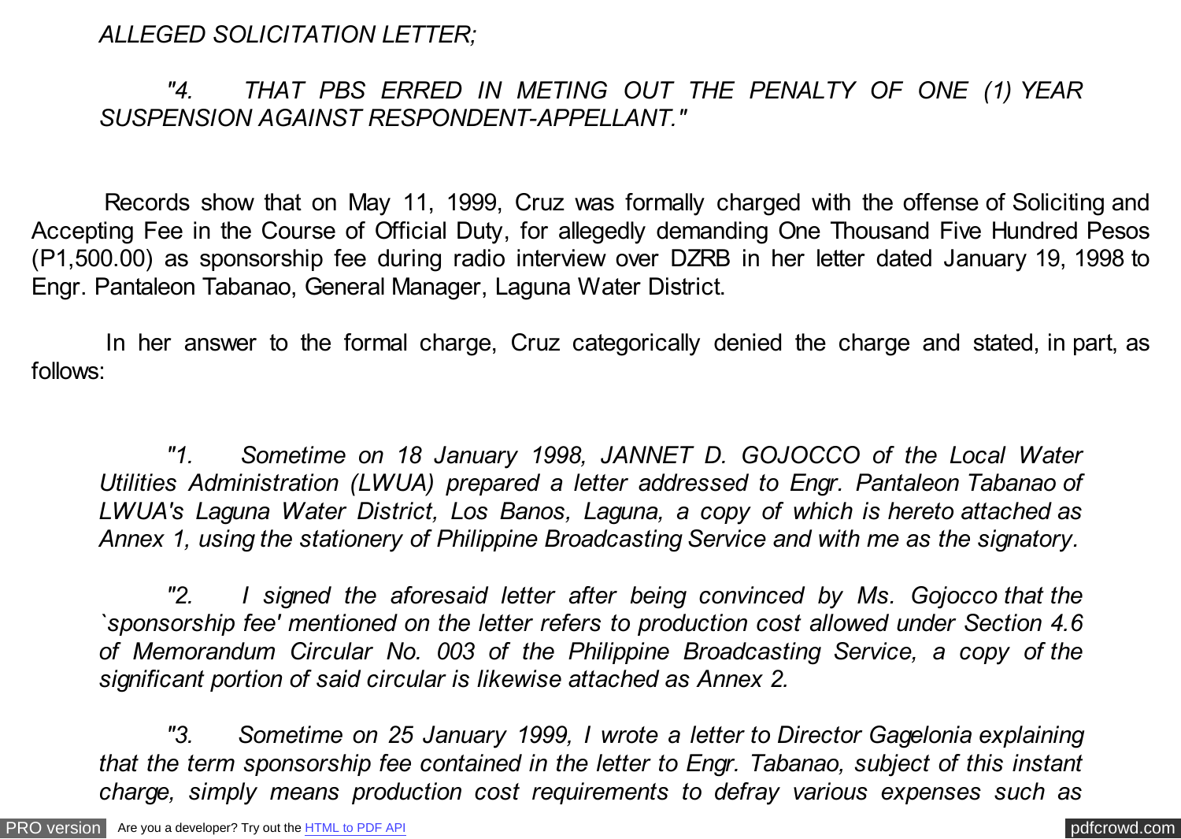*ALLEGED SOLICITATION LETTER;*

> *"4. THAT PBS ERRED IN METING OUT THE PENALTY OF ONE (1) YEAR SUSPENSION AGAINST RESPONDENT-APPELLANT."*

Records show that on May 11, 1999, Cruz was formally charged with the offense of Soliciting and Accepting Fee in the Course of Official Duty, for allegedly demanding One Thousand Five Hundred Pesos (P1,500.00) as sponsorship fee during radio interview over DZRB in her letter dated January 19, 1998 to Engr. Pantaleon Tabanao, General Manager, Laguna Water District.

In her answer to the formal charge, Cruz categorically denied the charge and stated, in part, as follows:

> *"1. Sometime on 18 January 1998, JANNET D. GOJOCCO of the Local Water Utilities Administration (LWUA) prepared a letter addressed to Engr. Pantaleon Tabanao of LWUA's Laguna Water District, Los Banos, Laguna, a copy of which is hereto attached as Annex 1, using the stationery of Philippine Broadcasting Service and with me as the signatory.*
>
> *"2. I signed the aforesaid letter after being convinced by Ms. Gojocco that the `sponsorship fee' mentioned on the letter refers to production cost allowed under Section 4.6 of Memorandum Circular No. 003 of the Philippine Broadcasting Service, a copy of the significant portion of said circular is likewise attached as Annex 2.*
>
> *"3. Sometime on 25 January 1999, I wrote a letter to Director Gagelonia explaining that the term sponsorship fee contained in the letter to Engr. Tabanao, subject of this instant charge, simply means production cost requirements to defray various expenses such as*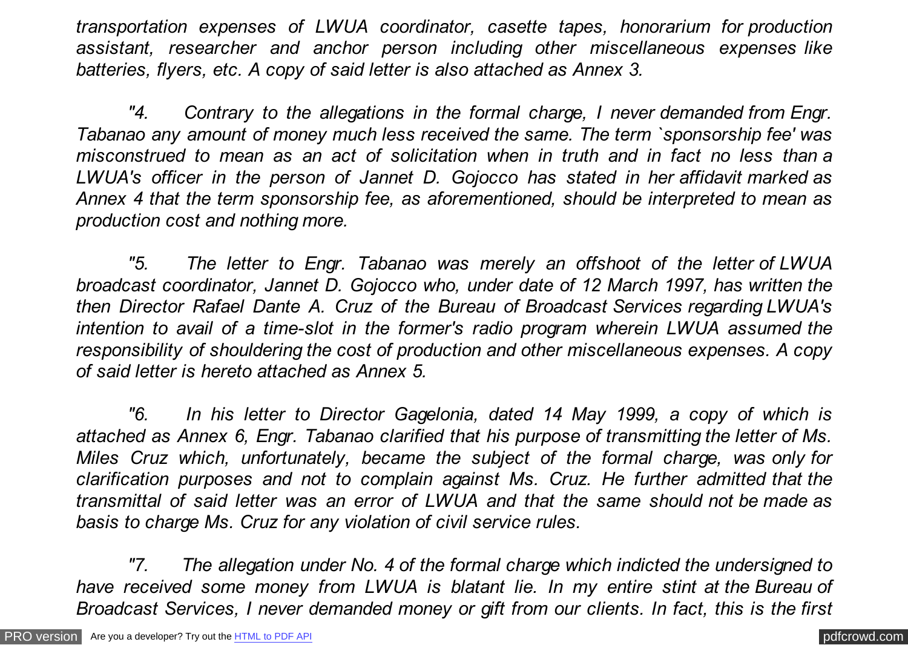*transportation expenses of LWUA coordinator, casette tapes, honorarium for production assistant, researcher and anchor person including other miscellaneous expenses like batteries, flyers, etc. A copy of said letter is also attached as Annex 3.*

*"4. Contrary to the allegations in the formal charge, I never demanded from Engr. Tabanao any amount of money much less received the same. The term `sponsorship fee' was misconstrued to mean as an act of solicitation when in truth and in fact no less than a LWUA's officer in the person of Jannet D. Gojocco has stated in her affidavit marked as Annex 4 that the term sponsorship fee, as aforementioned, should be interpreted to mean as production cost and nothing more.*

*"5. The letter to Engr. Tabanao was merely an offshoot of the letter of LWUA broadcast coordinator, Jannet D. Gojocco who, under date of 12 March 1997, has written the then Director Rafael Dante A. Cruz of the Bureau of Broadcast Services regarding LWUA's intention to avail of a time-slot in the former's radio program wherein LWUA assumed the responsibility of shouldering the cost of production and other miscellaneous expenses. A copy of said letter is hereto attached as Annex 5.*

*"6. In his letter to Director Gagelonia, dated 14 May 1999, a copy of which is attached as Annex 6, Engr. Tabanao clarified that his purpose of transmitting the letter of Ms. Miles Cruz which, unfortunately, became the subject of the formal charge, was only for clarification purposes and not to complain against Ms. Cruz. He further admitted that the transmittal of said letter was an error of LWUA and that the same should not be made as basis to charge Ms. Cruz for any violation of civil service rules.*

*"7. The allegation under No. 4 of the formal charge which indicted the undersigned to have received some money from LWUA is blatant lie. In my entire stint at the Bureau of Broadcast Services, I never demanded money or gift from our clients. In fact, this is the first*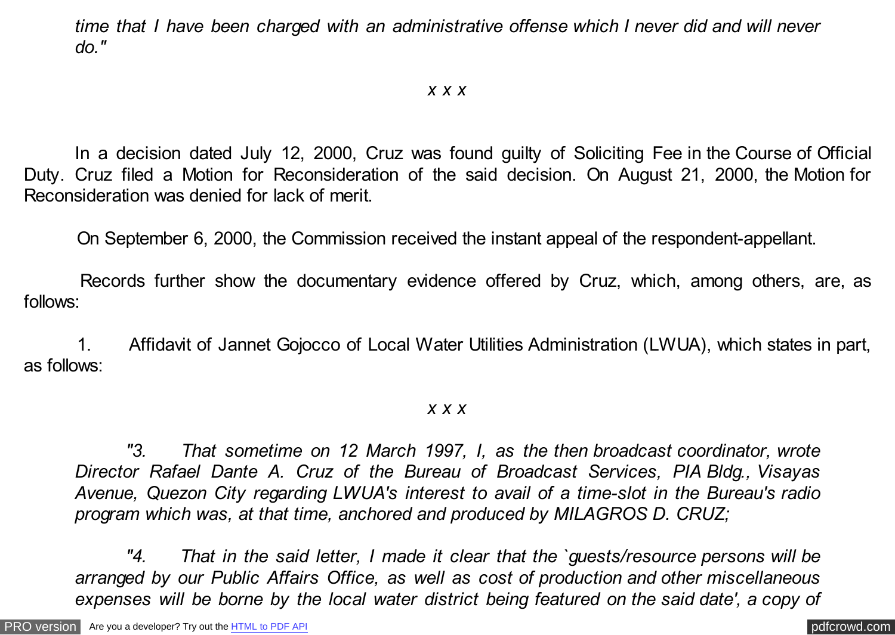*time that I have been charged with an administrative offense which I never did and will never do."*

*x x x*

In a decision dated July 12, 2000, Cruz was found guilty of Soliciting Fee in the Course of Official Duty. Cruz filed a Motion for Reconsideration of the said decision. On August 21, 2000, the Motion for Reconsideration was denied for lack of merit.

On September 6, 2000, the Commission received the instant appeal of the respondent-appellant.

Records further show the documentary evidence offered by Cruz, which, among others, are, as follows:

1. Affidavit of Jannet Gojocco of Local Water Utilities Administration (LWUA), which states in part, as follows:

*x x x*

*"3. That sometime on 12 March 1997, I, as the then broadcast coordinator, wrote Director Rafael Dante A. Cruz of the Bureau of Broadcast Services, PIA Bldg., Visayas Avenue, Quezon City regarding LWUA's interest to avail of a time-slot in the Bureau's radio program which was, at that time, anchored and produced by MILAGROS D. CRUZ;*

*"4. That in the said letter, I made it clear that the `guests/resource persons will be arranged by our Public Affairs Office, as well as cost of production and other miscellaneous expenses will be borne by the local water district being featured on the said date', a copy of*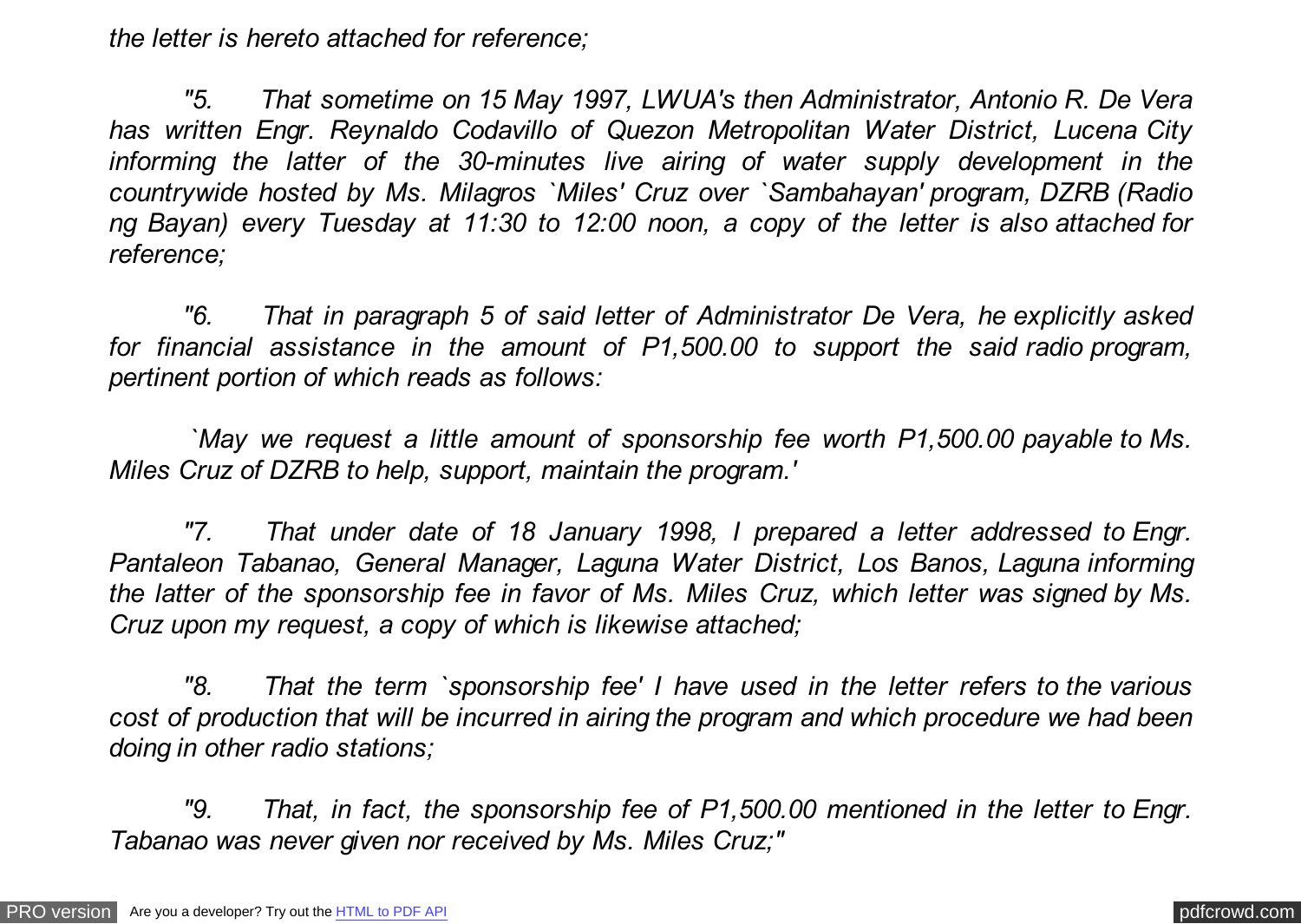*the letter is hereto attached for reference;*

*"5. That sometime on 15 May 1997, LWUA's then Administrator, Antonio R. De Vera has written Engr. Reynaldo Codavillo of Quezon Metropolitan Water District, Lucena City informing the latter of the 30-minutes live airing of water supply development in the countrywide hosted by Ms. Milagros `Miles' Cruz over `Sambahayan' program, DZRB (Radio ng Bayan) every Tuesday at 11:30 to 12:00 noon, a copy of the letter is also attached for reference;*

*"6. That in paragraph 5 of said letter of Administrator De Vera, he explicitly asked for financial assistance in the amount of P1,500.00 to support the said radio program, pertinent portion of which reads as follows:*

*`May we request a little amount of sponsorship fee worth P1,500.00 payable to Ms. Miles Cruz of DZRB to help, support, maintain the program.'*

*"7. That under date of 18 January 1998, I prepared a letter addressed to Engr. Pantaleon Tabanao, General Manager, Laguna Water District, Los Banos, Laguna informing the latter of the sponsorship fee in favor of Ms. Miles Cruz, which letter was signed by Ms. Cruz upon my request, a copy of which is likewise attached;*

*"8. That the term `sponsorship fee' I have used in the letter refers to the various cost of production that will be incurred in airing the program and which procedure we had been doing in other radio stations;*

*"9. That, in fact, the sponsorship fee of P1,500.00 mentioned in the letter to Engr. Tabanao was never given nor received by Ms. Miles Cruz;"*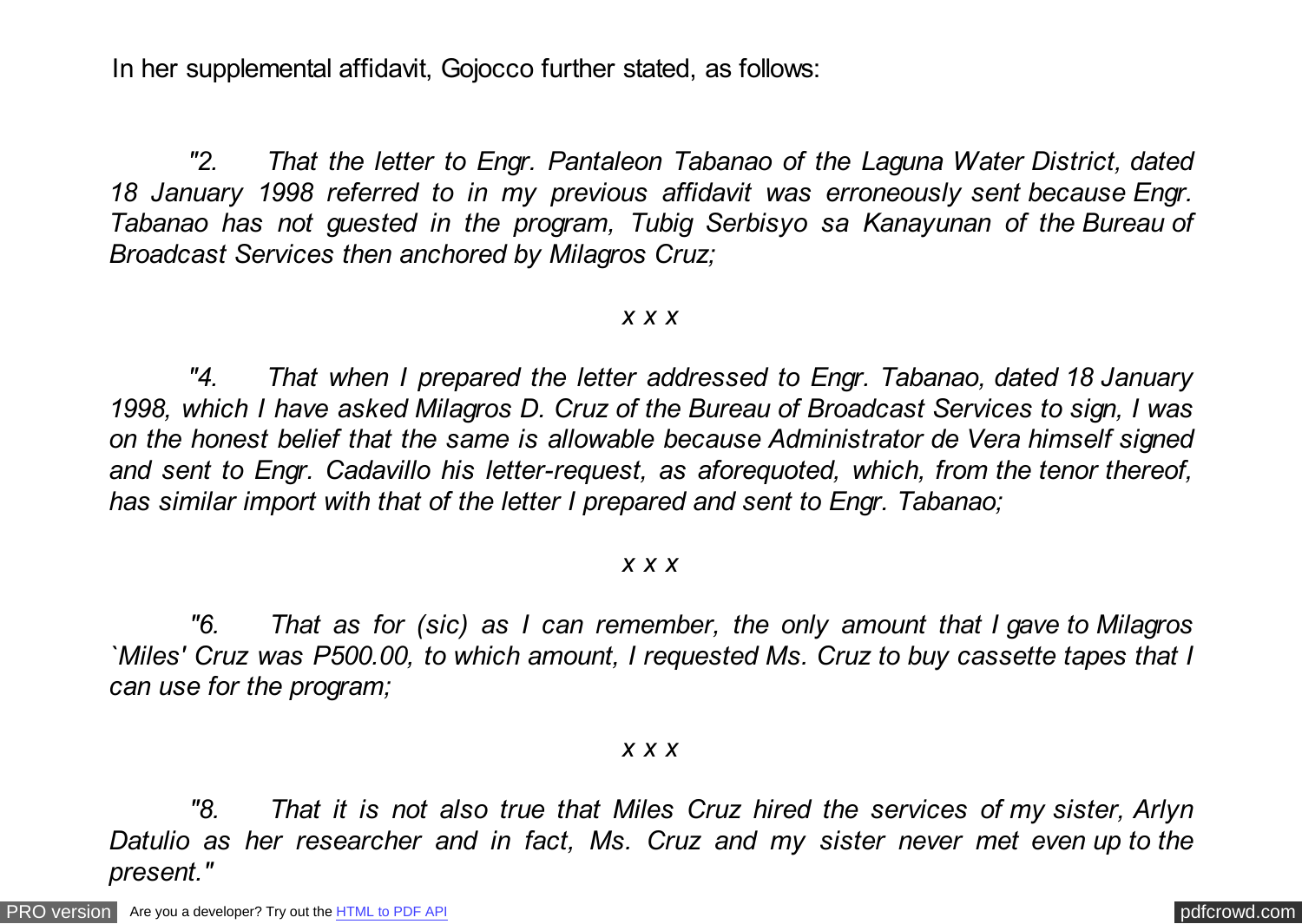In her supplemental affidavit, Gojocco further stated, as follows:

*"2. That the letter to Engr. Pantaleon Tabanao of the Laguna Water District, dated 18 January 1998 referred to in my previous affidavit was erroneously sent because Engr. Tabanao has not guested in the program, Tubig Serbisyo sa Kanayunan of the Bureau of Broadcast Services then anchored by Milagros Cruz;*

*x x x*

*"4. That when I prepared the letter addressed to Engr. Tabanao, dated 18 January 1998, which I have asked Milagros D. Cruz of the Bureau of Broadcast Services to sign, I was on the honest belief that the same is allowable because Administrator de Vera himself signed and sent to Engr. Cadavillo his letter-request, as aforequoted, which, from the tenor thereof, has similar import with that of the letter I prepared and sent to Engr. Tabanao;*

*x x x*

*"6. That as for (sic) as I can remember, the only amount that I gave to Milagros `Miles' Cruz was P500.00, to which amount, I requested Ms. Cruz to buy cassette tapes that I can use for the program;*

*x x x*

*"8. That it is not also true that Miles Cruz hired the services of my sister, Arlyn Datulio as her researcher and in fact, Ms. Cruz and my sister never met even up to the present."*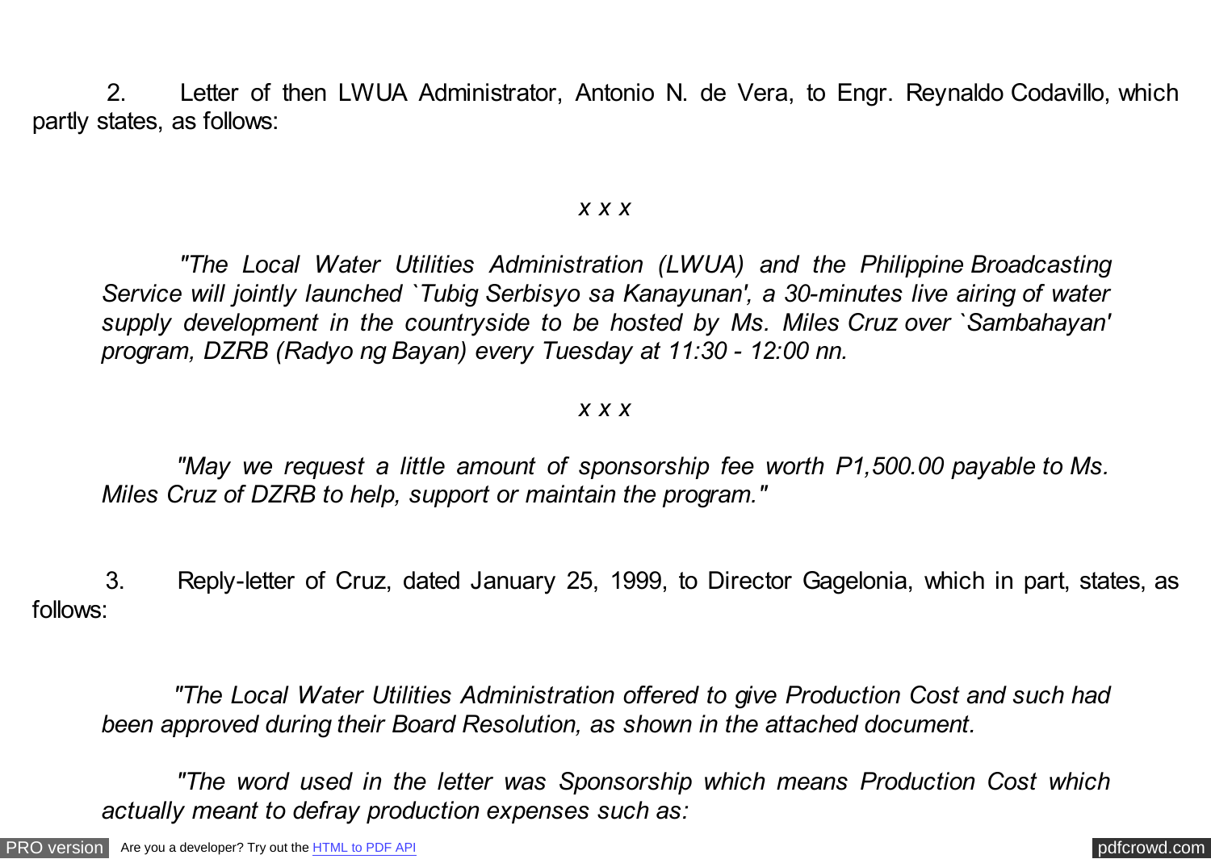2. Letter of then LWUA Administrator, Antonio N. de Vera, to Engr. Reynaldo Codavillo, which partly states, as follows:

*x x x*

> *"The Local Water Utilities Administration (LWUA) and the Philippine Broadcasting Service will jointly launched `Tubig Serbisyo sa Kanayunan', a 30-minutes live airing of water supply development in the countryside to be hosted by Ms. Miles Cruz over `Sambahayan' program, DZRB (Radyo ng Bayan) every Tuesday at 11:30 - 12:00 nn.*

*x x x*

> *"May we request a little amount of sponsorship fee worth P1,500.00 payable to Ms. Miles Cruz of DZRB to help, support or maintain the program."*

3. Reply-letter of Cruz, dated January 25, 1999, to Director Gagelonia, which in part, states, as follows:

> *"The Local Water Utilities Administration offered to give Production Cost and such had been approved during their Board Resolution, as shown in the attached document.*
>
> *"The word used in the letter was Sponsorship which means Production Cost which actually meant to defray production expenses such as:*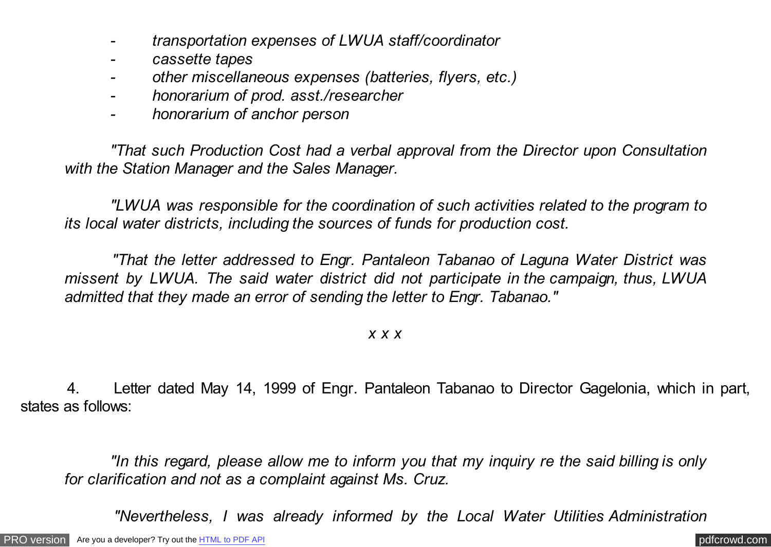- *transportation expenses of LWUA staff/coordinator*
- *cassette tapes*
- *other miscellaneous expenses (batteries, flyers, etc.)*
- *honorarium of prod. asst./researcher*
- *honorarium of anchor person*

*"That such Production Cost had a verbal approval from the Director upon Consultation with the Station Manager and the Sales Manager.*

*"LWUA was responsible for the coordination of such activities related to the program to its local water districts, including the sources of funds for production cost.*

*"That the letter addressed to Engr. Pantaleon Tabanao of Laguna Water District was missent by LWUA. The said water district did not participate in the campaign, thus, LWUA admitted that they made an error of sending the letter to Engr. Tabanao."*

*x x x*

4. Letter dated May 14, 1999 of Engr. Pantaleon Tabanao to Director Gagelonia, which in part, states as follows:

*"In this regard, please allow me to inform you that my inquiry re the said billing is only for clarification and not as a complaint against Ms. Cruz.*

*"Nevertheless, I was already informed by the Local Water Utilities Administration*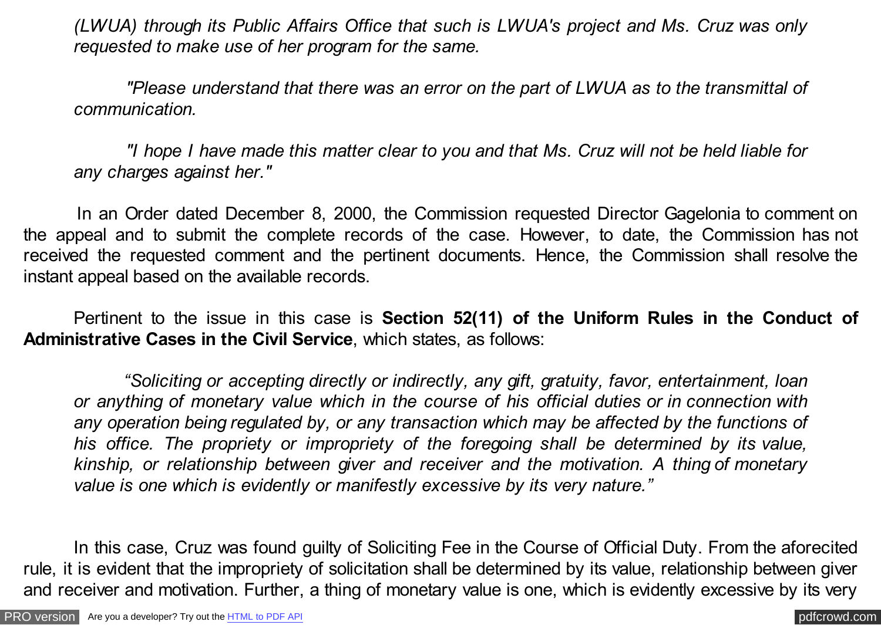*(LWUA) through its Public Affairs Office that such is LWUA's project and Ms. Cruz was only requested to make use of her program for the same.*

*"Please understand that there was an error on the part of LWUA as to the transmittal of communication.*

*"I hope I have made this matter clear to you and that Ms. Cruz will not be held liable for any charges against her."*

In an Order dated December 8, 2000, the Commission requested Director Gagelonia to comment on the appeal and to submit the complete records of the case. However, to date, the Commission has not received the requested comment and the pertinent documents. Hence, the Commission shall resolve the instant appeal based on the available records.

Pertinent to the issue in this case is **Section 52(11) of the Uniform Rules in the Conduct of Administrative Cases in the Civil Service**, which states, as follows:

*"Soliciting or accepting directly or indirectly, any gift, gratuity, favor, entertainment, loan or anything of monetary value which in the course of his official duties or in connection with any operation being regulated by, or any transaction which may be affected by the functions of his office. The propriety or impropriety of the foregoing shall be determined by its value, kinship, or relationship between giver and receiver and the motivation. A thing of monetary value is one which is evidently or manifestly excessive by its very nature."*

In this case, Cruz was found guilty of Soliciting Fee in the Course of Official Duty. From the aforecited rule, it is evident that the impropriety of solicitation shall be determined by its value, relationship between giver and receiver and motivation. Further, a thing of monetary value is one, which is evidently excessive by its very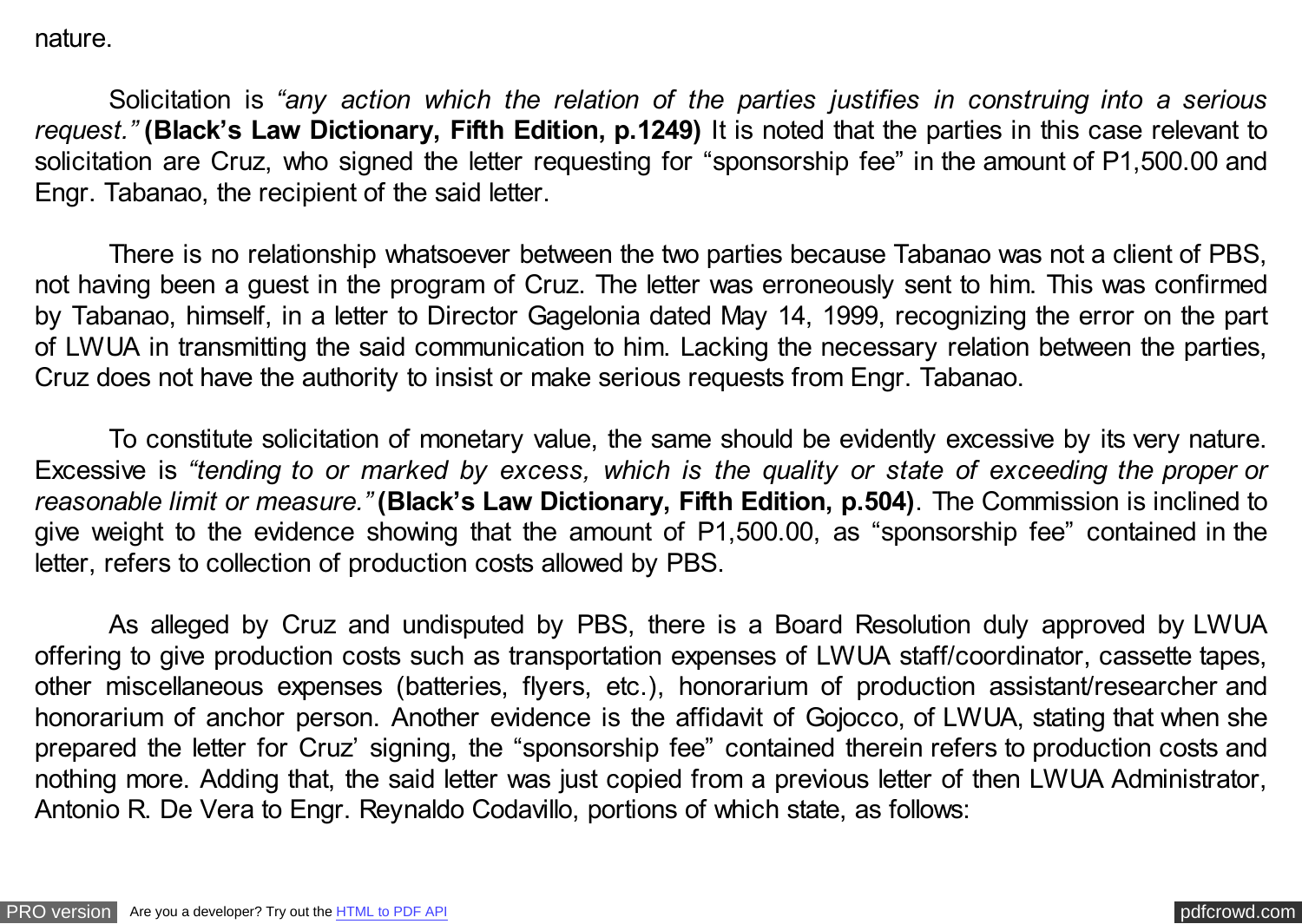nature.

Solicitation is *"any action which the relation of the parties justifies in construing into a serious request."* **(Black's Law Dictionary, Fifth Edition, p.1249)** It is noted that the parties in this case relevant to solicitation are Cruz, who signed the letter requesting for "sponsorship fee" in the amount of P1,500.00 and Engr. Tabanao, the recipient of the said letter.

There is no relationship whatsoever between the two parties because Tabanao was not a client of PBS, not having been a guest in the program of Cruz. The letter was erroneously sent to him. This was confirmed by Tabanao, himself, in a letter to Director Gagelonia dated May 14, 1999, recognizing the error on the part of LWUA in transmitting the said communication to him. Lacking the necessary relation between the parties, Cruz does not have the authority to insist or make serious requests from Engr. Tabanao.

To constitute solicitation of monetary value, the same should be evidently excessive by its very nature. Excessive is *"tending to or marked by excess, which is the quality or state of exceeding the proper or reasonable limit or measure."* **(Black's Law Dictionary, Fifth Edition, p.504)**. The Commission is inclined to give weight to the evidence showing that the amount of P1,500.00, as "sponsorship fee" contained in the letter, refers to collection of production costs allowed by PBS.

As alleged by Cruz and undisputed by PBS, there is a Board Resolution duly approved by LWUA offering to give production costs such as transportation expenses of LWUA staff/coordinator, cassette tapes, other miscellaneous expenses (batteries, flyers, etc.), honorarium of production assistant/researcher and honorarium of anchor person. Another evidence is the affidavit of Gojocco, of LWUA, stating that when she prepared the letter for Cruz' signing, the "sponsorship fee" contained therein refers to production costs and nothing more. Adding that, the said letter was just copied from a previous letter of then LWUA Administrator, Antonio R. De Vera to Engr. Reynaldo Codavillo, portions of which state, as follows: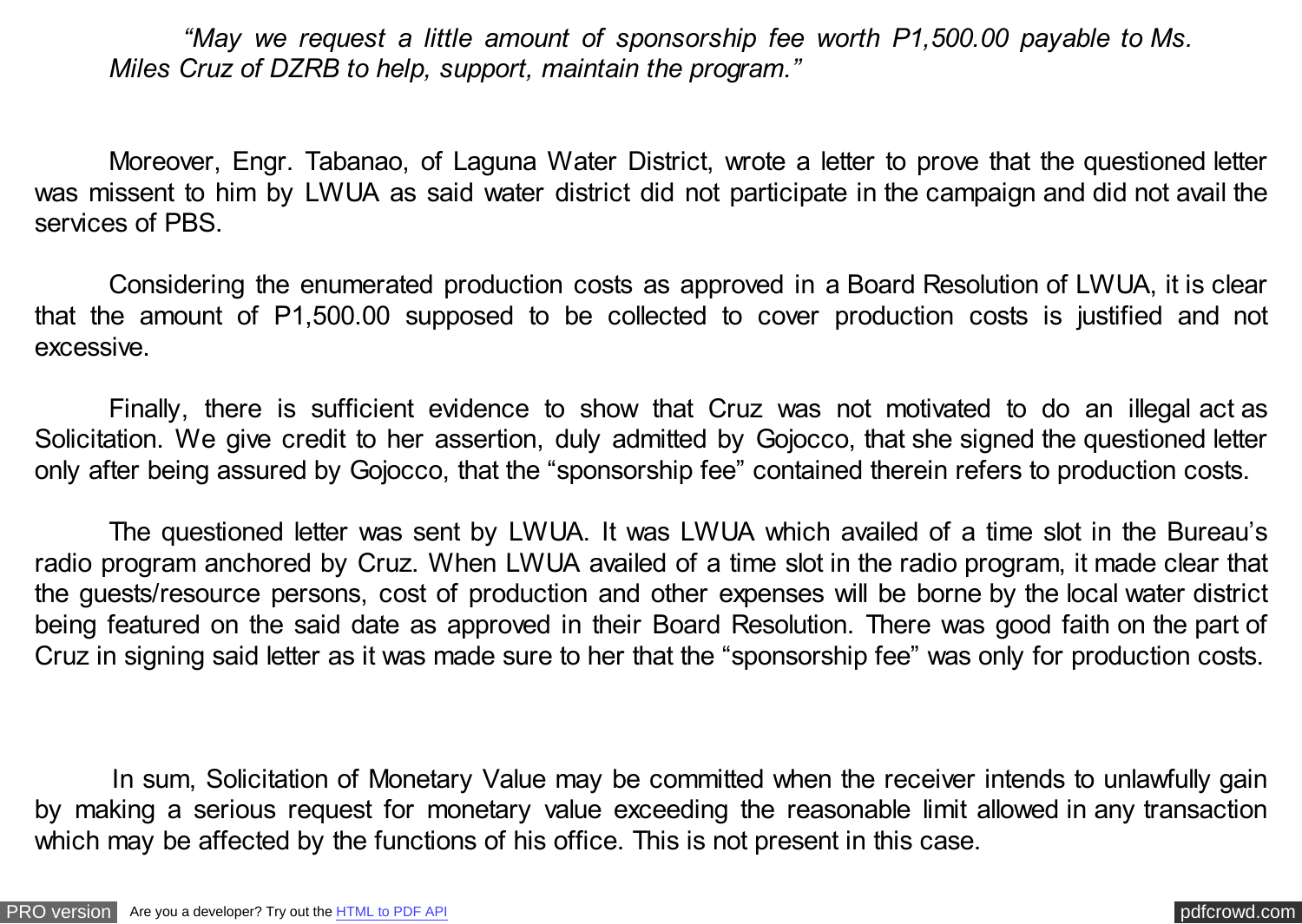*"May we request a little amount of sponsorship fee worth P1,500.00 payable to Ms. Miles Cruz of DZRB to help, support, maintain the program."*

Moreover, Engr. Tabanao, of Laguna Water District, wrote a letter to prove that the questioned letter was missent to him by LWUA as said water district did not participate in the campaign and did not avail the services of PBS.

Considering the enumerated production costs as approved in a Board Resolution of LWUA, it is clear that the amount of P1,500.00 supposed to be collected to cover production costs is justified and not excessive.

Finally, there is sufficient evidence to show that Cruz was not motivated to do an illegal act as Solicitation. We give credit to her assertion, duly admitted by Gojocco, that she signed the questioned letter only after being assured by Gojocco, that the "sponsorship fee" contained therein refers to production costs.

The questioned letter was sent by LWUA. It was LWUA which availed of a time slot in the Bureau's radio program anchored by Cruz. When LWUA availed of a time slot in the radio program, it made clear that the guests/resource persons, cost of production and other expenses will be borne by the local water district being featured on the said date as approved in their Board Resolution. There was good faith on the part of Cruz in signing said letter as it was made sure to her that the "sponsorship fee" was only for production costs.

In sum, Solicitation of Monetary Value may be committed when the receiver intends to unlawfully gain by making a serious request for monetary value exceeding the reasonable limit allowed in any transaction which may be affected by the functions of his office. This is not present in this case.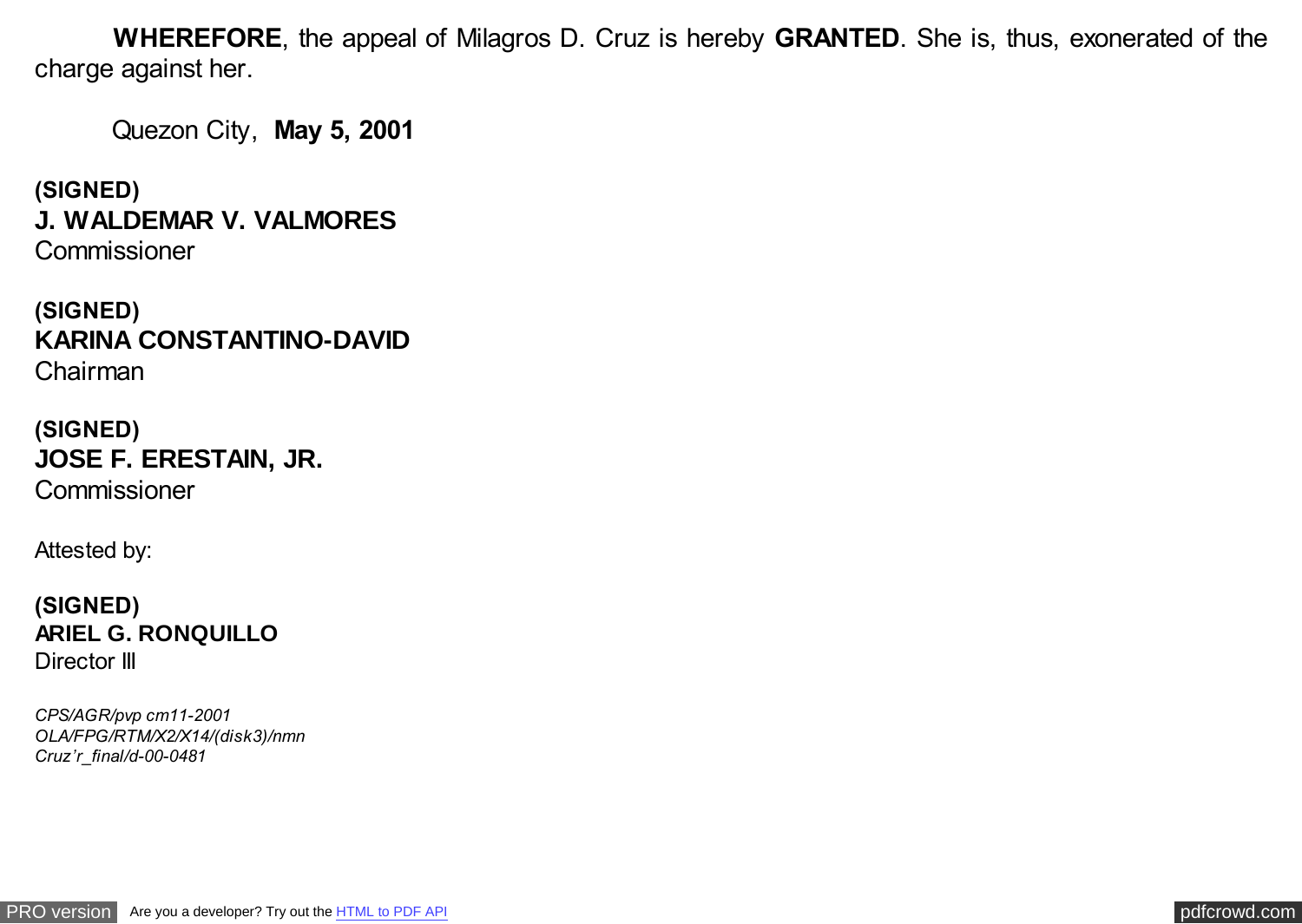**WHEREFORE**, the appeal of Milagros D. Cruz is hereby **GRANTED**. She is, thus, exonerated of the charge against her.

Quezon City, **May 5, 2001**

**(SIGNED)**
**J. WALDEMAR V. VALMORES**
Commissioner

**(SIGNED)**
**KARINA CONSTANTINO-DAVID**
Chairman

**(SIGNED)**
**JOSE F. ERESTAIN, JR.**
Commissioner

Attested by:

**(SIGNED)**
**ARIEL G. RONQUILLO**
Director III

*CPS/AGR/pvp cm11-2001*
*OLA/FPG/RTM/X2/X14/(disk3)/nmn*
*Cruz'r_final/d-00-0481*